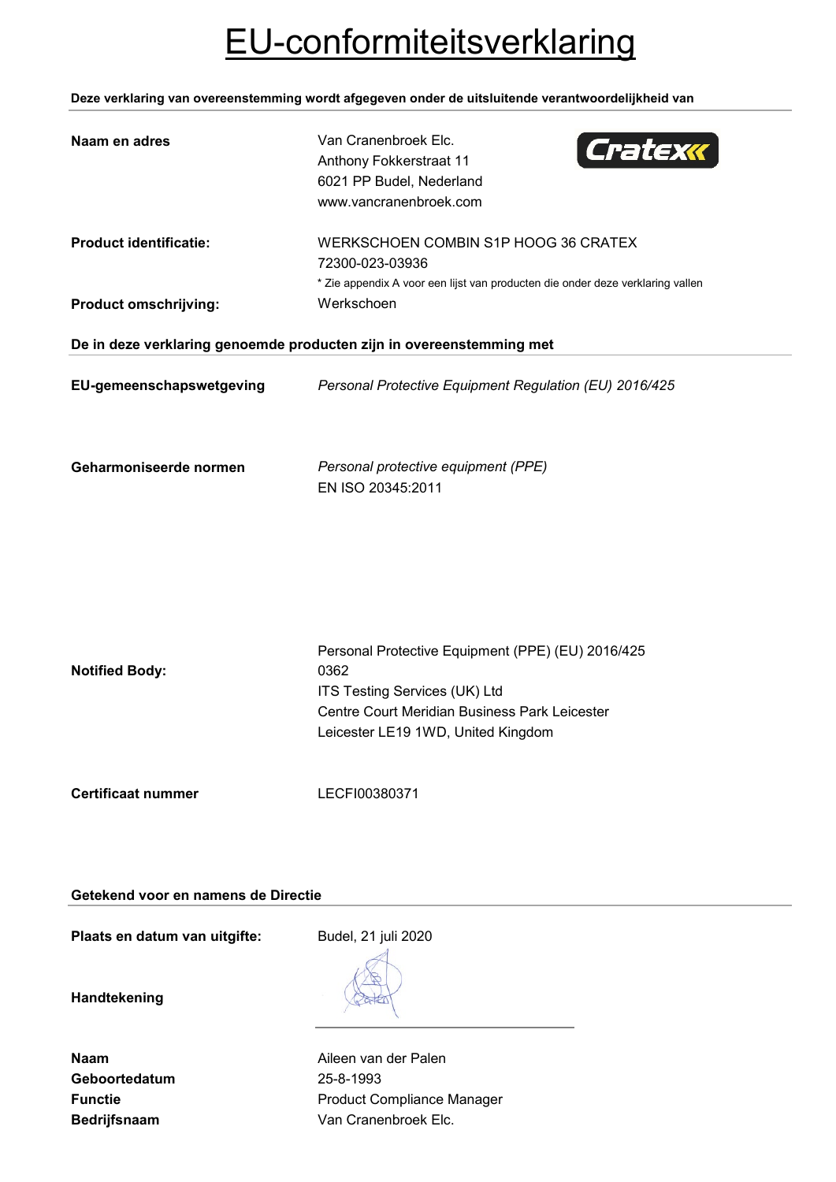# EU-conformiteitsverklaring

**Deze verklaring van overeenstemming wordt afgegeven onder de uitsluitende verantwoordelijkheid van**

| | |
|---|---|
| **Naam en adres** | Van Cranenbroek Elc.<br>Anthony Fokkerstraat 11<br>6021 PP Budel, Nederland<br>www.vancranenbroek.com |
| **Product identificatie:** | WERKSCHOEN COMBIN S1P HOOG 36 CRATEX<br>72300-023-03936<br>* Zie appendix A voor een lijst van producten die onder deze verklaring vallen |
| **Product omschrijving:** | Werkschoen |

**De in deze verklaring genoemde producten zijn in overeenstemming met**

| | |
|---|---|
| **EU-gemeenschapswetgeving** | *Personal Protective Equipment Regulation (EU) 2016/425* |
| **Geharmoniseerde normen** | *Personal protective equipment (PPE)*<br>EN ISO 20345:2011 |
| **Notified Body:** | Personal Protective Equipment (PPE) (EU) 2016/425<br>0362<br>ITS Testing Services (UK) Ltd<br>Centre Court Meridian Business Park Leicester<br>Leicester LE19 1WD, United Kingdom |
| **Certificaat nummer** | LECFI00380371 |

**Getekend voor en namens de Directie**

| | |
|---|---|
| **Plaats en datum van uitgifte:** | Budel, 21 juli 2020 |
| **Handtekening** | |
| **Naam** | Aileen van der Palen |
| **Geboortedatum** | 25-8-1993 |
| **Functie** | Product Compliance Manager |
| **Bedrijfsnaam** | Van Cranenbroek Elc. |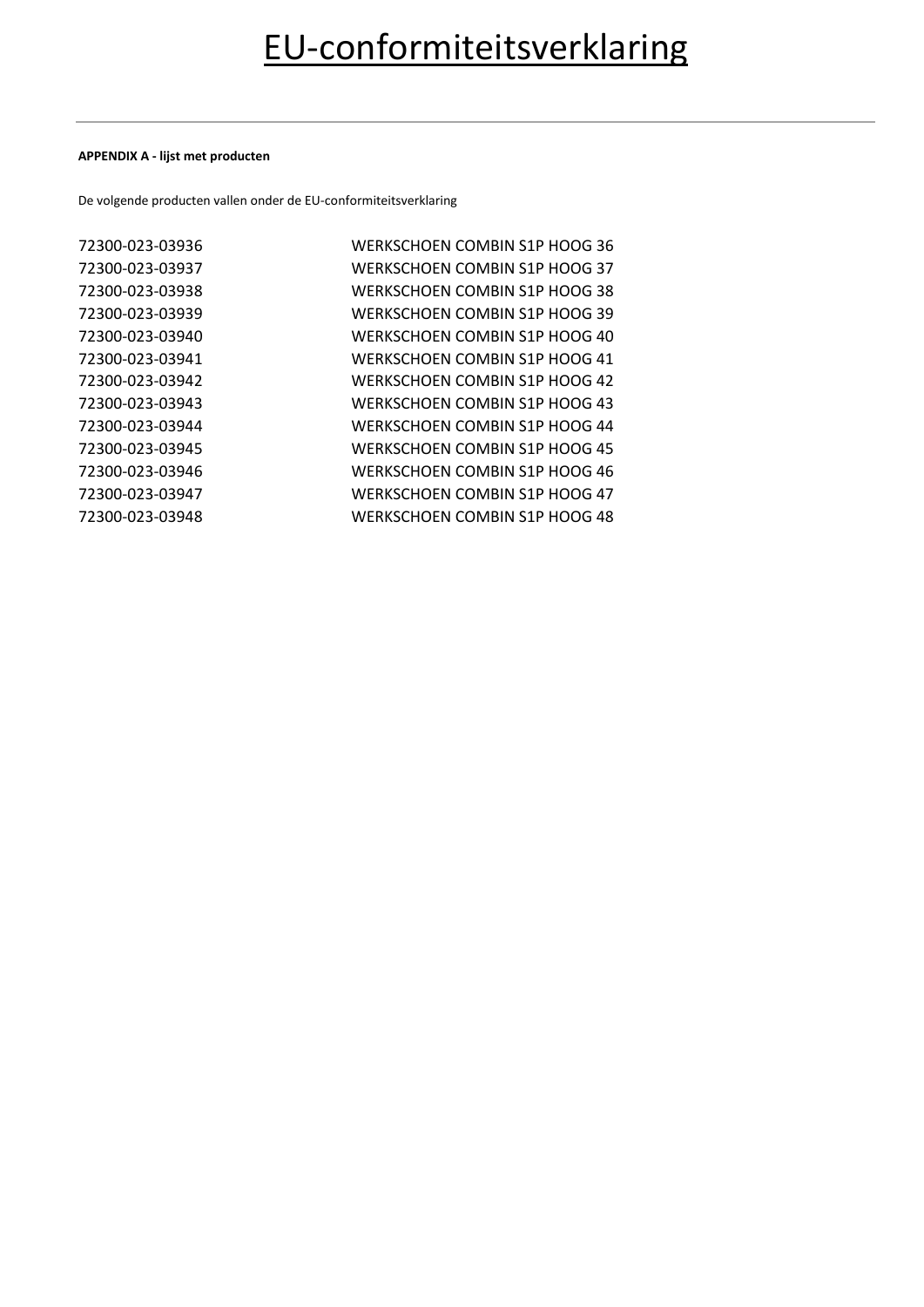# EU-conformiteitsverklaring

**APPENDIX A - lijst met producten**

De volgende producten vallen onder de EU-conformiteitsverklaring

| | |
|---|---|
| 72300-023-03936 | WERKSCHOEN COMBIN S1P HOOG 36 |
| 72300-023-03937 | WERKSCHOEN COMBIN S1P HOOG 37 |
| 72300-023-03938 | WERKSCHOEN COMBIN S1P HOOG 38 |
| 72300-023-03939 | WERKSCHOEN COMBIN S1P HOOG 39 |
| 72300-023-03940 | WERKSCHOEN COMBIN S1P HOOG 40 |
| 72300-023-03941 | WERKSCHOEN COMBIN S1P HOOG 41 |
| 72300-023-03942 | WERKSCHOEN COMBIN S1P HOOG 42 |
| 72300-023-03943 | WERKSCHOEN COMBIN S1P HOOG 43 |
| 72300-023-03944 | WERKSCHOEN COMBIN S1P HOOG 44 |
| 72300-023-03945 | WERKSCHOEN COMBIN S1P HOOG 45 |
| 72300-023-03946 | WERKSCHOEN COMBIN S1P HOOG 46 |
| 72300-023-03947 | WERKSCHOEN COMBIN S1P HOOG 47 |
| 72300-023-03948 | WERKSCHOEN COMBIN S1P HOOG 48 |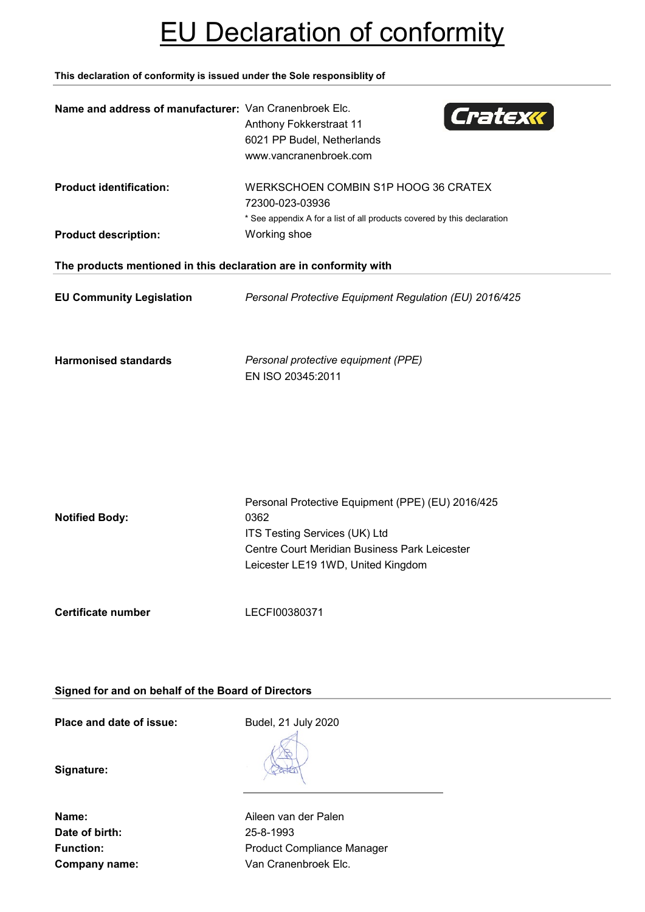# EU Declaration of conformity

**This declaration of conformity is issued under the Sole responsiblity of**

**Name and address of manufacturer:** Van Cranenbroek Elc.
Anthony Fokkerstraat 11
6021 PP Budel, Netherlands
www.vancranenbroek.com

**Product identification:** WERKSCHOEN COMBIN S1P HOOG 36 CRATEX
72300-023-03936
* See appendix A for a list of all products covered by this declaration

**Product description:** Working shoe

**The products mentioned in this declaration are in conformity with**

**EU Community Legislation** *Personal Protective Equipment Regulation (EU) 2016/425*

**Harmonised standards** *Personal protective equipment (PPE)*
EN ISO 20345:2011

**Notified Body:** Personal Protective Equipment (PPE) (EU) 2016/425
0362
ITS Testing Services (UK) Ltd
Centre Court Meridian Business Park Leicester
Leicester LE19 1WD, United Kingdom

**Certificate number** LECFI00380371

**Signed for and on behalf of the Board of Directors**

**Place and date of issue:** Budel, 21 July 2020

**Signature:**

**Name:** Aileen van der Palen
**Date of birth:** 25-8-1993
**Function:** Product Compliance Manager
**Company name:** Van Cranenbroek Elc.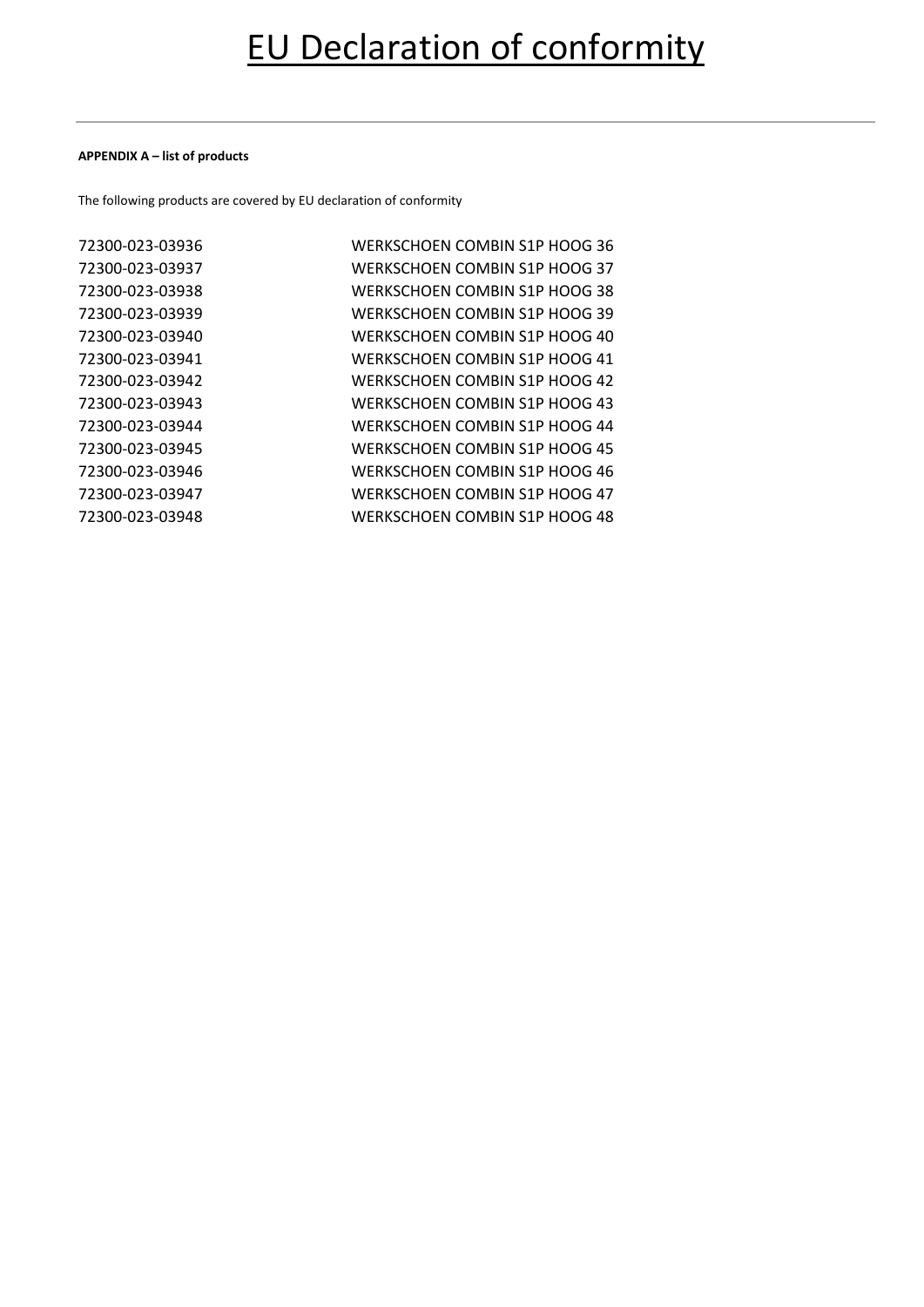# EU Declaration of conformity

---

**APPENDIX A – list of products**

The following products are covered by EU declaration of conformity

| | |
|---|---|
| 72300-023-03936 | WERKSCHOEN COMBIN S1P HOOG 36 |
| 72300-023-03937 | WERKSCHOEN COMBIN S1P HOOG 37 |
| 72300-023-03938 | WERKSCHOEN COMBIN S1P HOOG 38 |
| 72300-023-03939 | WERKSCHOEN COMBIN S1P HOOG 39 |
| 72300-023-03940 | WERKSCHOEN COMBIN S1P HOOG 40 |
| 72300-023-03941 | WERKSCHOEN COMBIN S1P HOOG 41 |
| 72300-023-03942 | WERKSCHOEN COMBIN S1P HOOG 42 |
| 72300-023-03943 | WERKSCHOEN COMBIN S1P HOOG 43 |
| 72300-023-03944 | WERKSCHOEN COMBIN S1P HOOG 44 |
| 72300-023-03945 | WERKSCHOEN COMBIN S1P HOOG 45 |
| 72300-023-03946 | WERKSCHOEN COMBIN S1P HOOG 46 |
| 72300-023-03947 | WERKSCHOEN COMBIN S1P HOOG 47 |
| 72300-023-03948 | WERKSCHOEN COMBIN S1P HOOG 48 |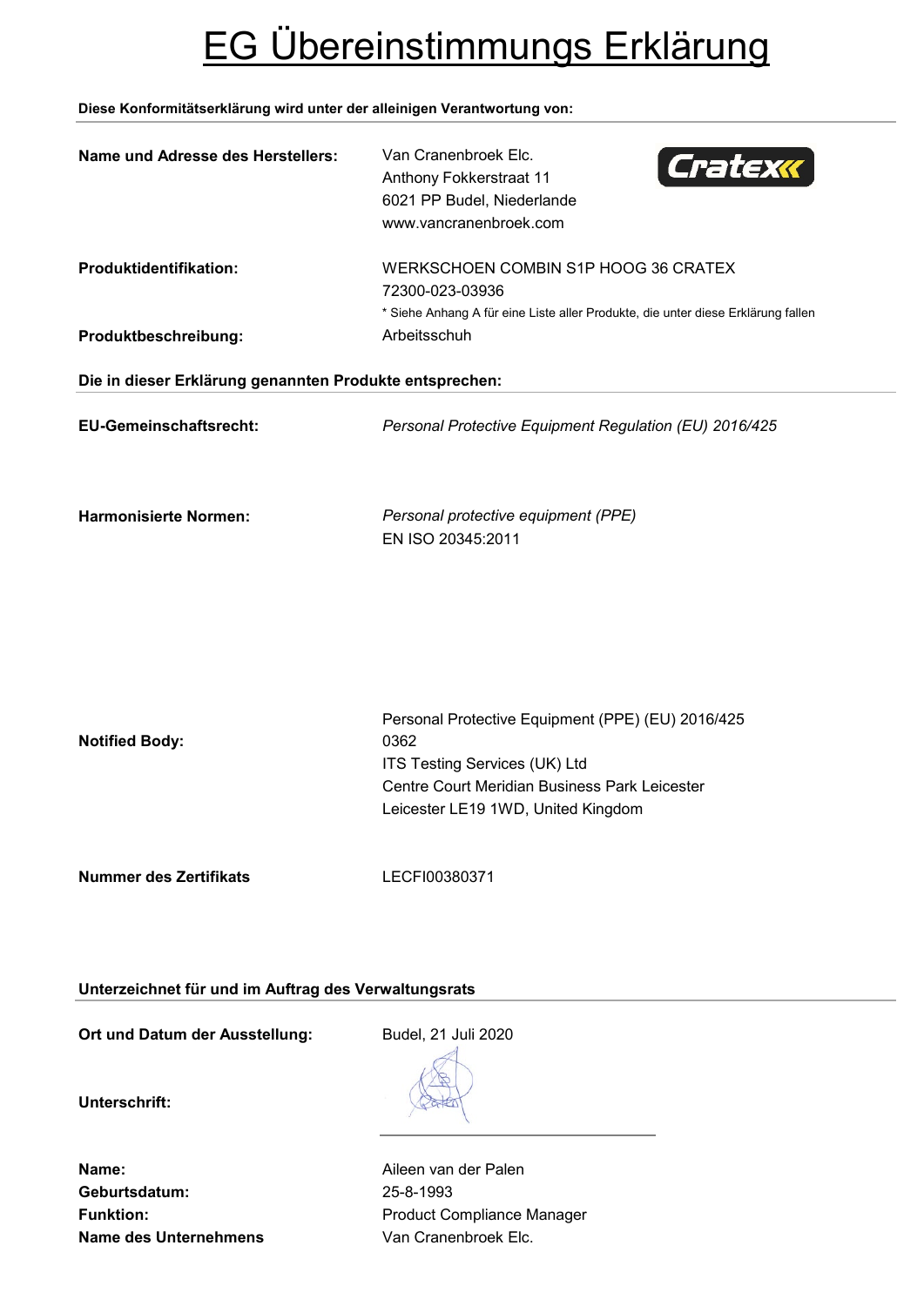# EG Übereinstimmungs Erklärung

**Diese Konformitätserklärung wird unter der alleinigen Verantwortung von:**

| | |
|---|---|
| **Name und Adresse des Herstellers:** | Van Cranenbroek Elc.<br>Anthony Fokkerstraat 11<br>6021 PP Budel, Niederlande<br>www.vancranenbroek.com |
| **Produktidentifikation:** | WERKSCHOEN COMBIN S1P HOOG 36 CRATEX<br>72300-023-03936<br>* Siehe Anhang A für eine Liste aller Produkte, die unter diese Erklärung fallen |
| **Produktbeschreibung:** | Arbeitsschuh |

**Die in dieser Erklärung genannten Produkte entsprechen:**

| | |
|---|---|
| **EU-Gemeinschaftsrecht:** | *Personal Protective Equipment Regulation (EU) 2016/425* |
| **Harmonisierte Normen:** | *Personal protective equipment (PPE)*<br>EN ISO 20345:2011 |
| **Notified Body:** | Personal Protective Equipment (PPE) (EU) 2016/425<br>0362<br>ITS Testing Services (UK) Ltd<br>Centre Court Meridian Business Park Leicester<br>Leicester LE19 1WD, United Kingdom |
| **Nummer des Zertifikats** | LECFI00380371 |

**Unterzeichnet für und im Auftrag des Verwaltungsrats**

| | |
|---|---|
| **Ort und Datum der Ausstellung:** | Budel, 21 Juli 2020 |
| **Unterschrift:** | |
| **Name:** | Aileen van der Palen |
| **Geburtsdatum:** | 25-8-1993 |
| **Funktion:** | Product Compliance Manager |
| **Name des Unternehmens** | Van Cranenbroek Elc. |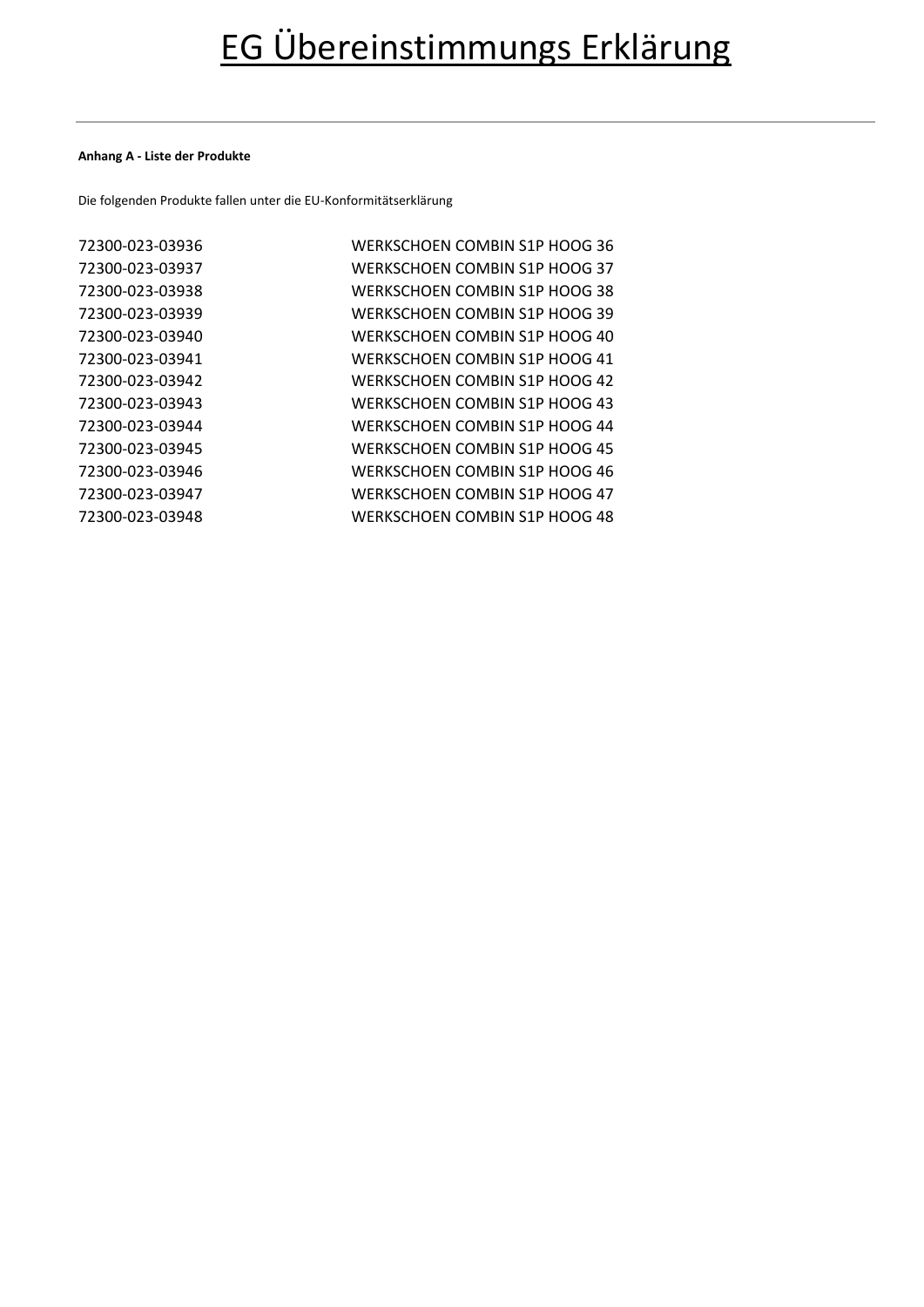# EG Übereinstimmungs Erklärung

**Anhang A - Liste der Produkte**

Die folgenden Produkte fallen unter die EU-Konformitätserklärung

| | |
|---|---|
| 72300-023-03936 | WERKSCHOEN COMBIN S1P HOOG 36 |
| 72300-023-03937 | WERKSCHOEN COMBIN S1P HOOG 37 |
| 72300-023-03938 | WERKSCHOEN COMBIN S1P HOOG 38 |
| 72300-023-03939 | WERKSCHOEN COMBIN S1P HOOG 39 |
| 72300-023-03940 | WERKSCHOEN COMBIN S1P HOOG 40 |
| 72300-023-03941 | WERKSCHOEN COMBIN S1P HOOG 41 |
| 72300-023-03942 | WERKSCHOEN COMBIN S1P HOOG 42 |
| 72300-023-03943 | WERKSCHOEN COMBIN S1P HOOG 43 |
| 72300-023-03944 | WERKSCHOEN COMBIN S1P HOOG 44 |
| 72300-023-03945 | WERKSCHOEN COMBIN S1P HOOG 45 |
| 72300-023-03946 | WERKSCHOEN COMBIN S1P HOOG 46 |
| 72300-023-03947 | WERKSCHOEN COMBIN S1P HOOG 47 |
| 72300-023-03948 | WERKSCHOEN COMBIN S1P HOOG 48 |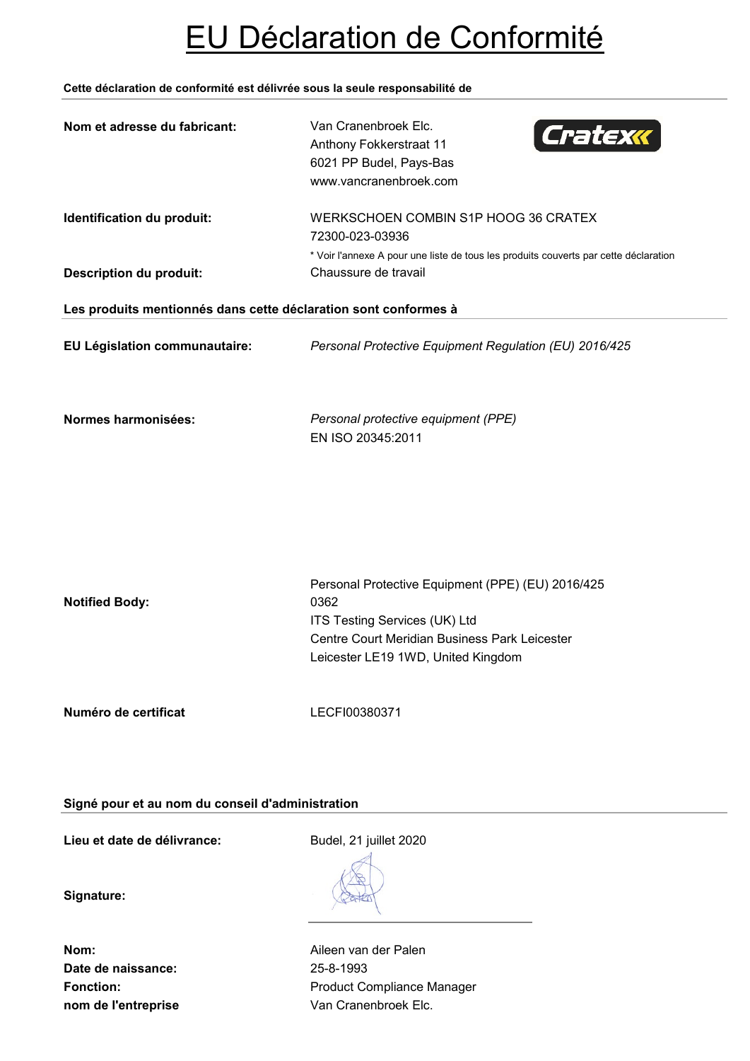# EU Déclaration de Conformité

**Cette déclaration de conformité est délivrée sous la seule responsabilité de**

| | |
|---|---|
| **Nom et adresse du fabricant:** | Van Cranenbroek Elc.<br>Anthony Fokkerstraat 11<br>6021 PP Budel, Pays-Bas<br>www.vancranenbroek.com |
| **Identification du produit:** | WERKSCHOEN COMBIN S1P HOOG 36 CRATEX<br>72300-023-03936<br>* Voir l'annexe A pour une liste de tous les produits couverts par cette déclaration |
| **Description du produit:** | Chaussure de travail |

**Les produits mentionnés dans cette déclaration sont conformes à**

| | |
|---|---|
| **EU Législation communautaire:** | *Personal Protective Equipment Regulation (EU) 2016/425* |
| **Normes harmonisées:** | *Personal protective equipment (PPE)*<br>EN ISO 20345:2011 |
| **Notified Body:** | Personal Protective Equipment (PPE) (EU) 2016/425<br>0362<br>ITS Testing Services (UK) Ltd<br>Centre Court Meridian Business Park Leicester<br>Leicester LE19 1WD, United Kingdom |
| **Numéro de certificat** | LECFI00380371 |

**Signé pour et au nom du conseil d'administration**

| | |
|---|---|
| **Lieu et date de délivrance:** | Budel, 21 juillet 2020 |
| **Signature:** | |
| **Nom:** | Aileen van der Palen |
| **Date de naissance:** | 25-8-1993 |
| **Fonction:** | Product Compliance Manager |
| **nom de l'entreprise** | Van Cranenbroek Elc. |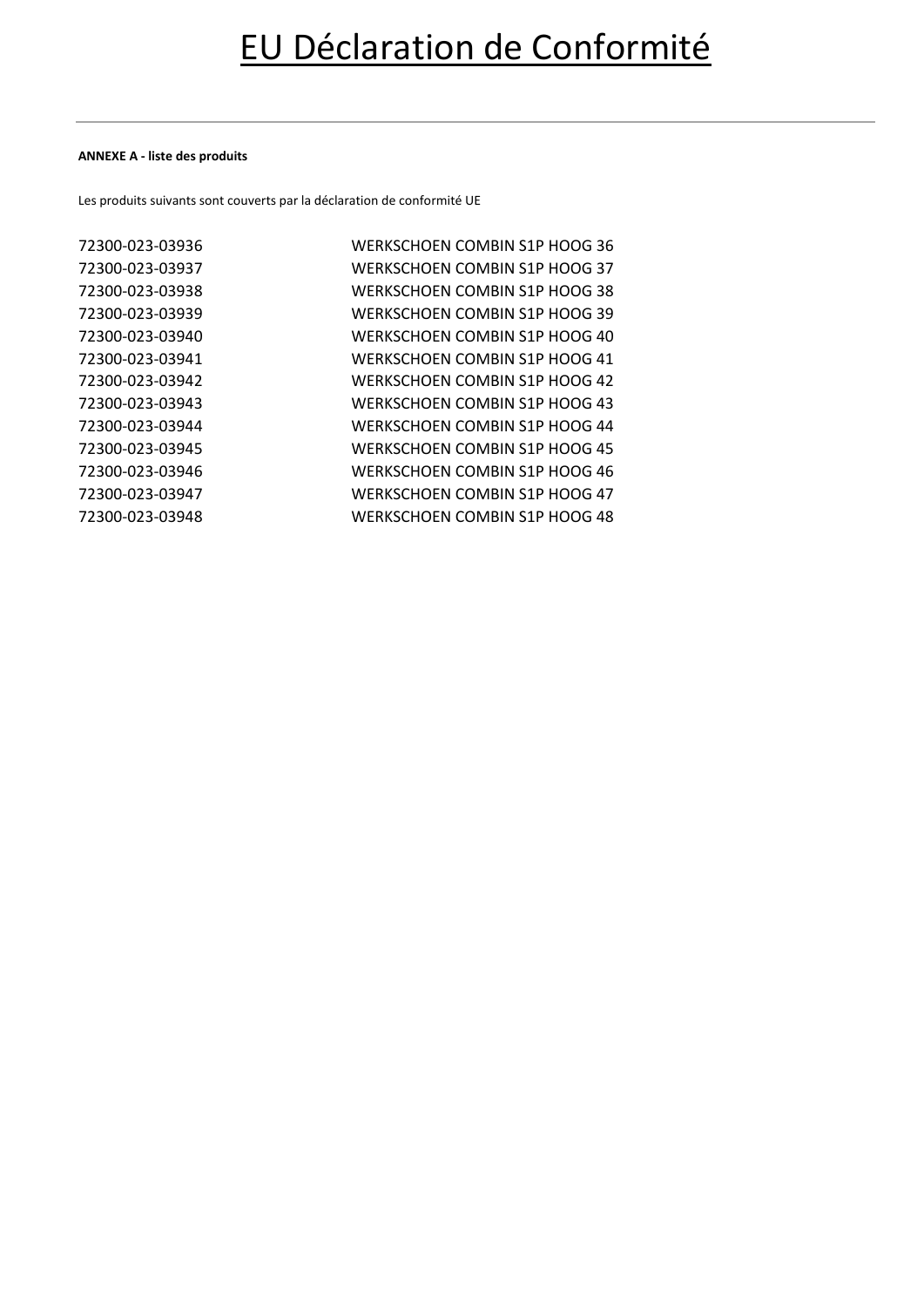# EU Déclaration de Conformité

---

**ANNEXE A - liste des produits**

Les produits suivants sont couverts par la déclaration de conformité UE

| | |
|---|---|
| 72300-023-03936 | WERKSCHOEN COMBIN S1P HOOG 36 |
| 72300-023-03937 | WERKSCHOEN COMBIN S1P HOOG 37 |
| 72300-023-03938 | WERKSCHOEN COMBIN S1P HOOG 38 |
| 72300-023-03939 | WERKSCHOEN COMBIN S1P HOOG 39 |
| 72300-023-03940 | WERKSCHOEN COMBIN S1P HOOG 40 |
| 72300-023-03941 | WERKSCHOEN COMBIN S1P HOOG 41 |
| 72300-023-03942 | WERKSCHOEN COMBIN S1P HOOG 42 |
| 72300-023-03943 | WERKSCHOEN COMBIN S1P HOOG 43 |
| 72300-023-03944 | WERKSCHOEN COMBIN S1P HOOG 44 |
| 72300-023-03945 | WERKSCHOEN COMBIN S1P HOOG 45 |
| 72300-023-03946 | WERKSCHOEN COMBIN S1P HOOG 46 |
| 72300-023-03947 | WERKSCHOEN COMBIN S1P HOOG 47 |
| 72300-023-03948 | WERKSCHOEN COMBIN S1P HOOG 48 |